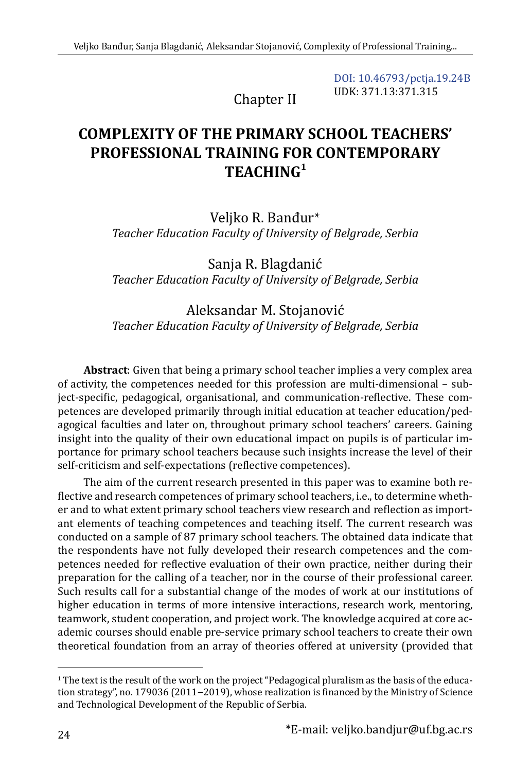DOI: 10.46793/pctja.19.24B
UDK: 371.13:371.315

Chapter II

# COMPLEXITY OF THE PRIMARY SCHOOL TEACHERS' PROFESSIONAL TRAINING FOR CONTEMPORARY TEACHING[1]

Veljko R. Banđur*
*Teacher Education Faculty of University of Belgrade, Serbia*

Sanja R. Blagdanić
*Teacher Education Faculty of University of Belgrade, Serbia*

Aleksandar M. Stojanović
*Teacher Education Faculty of University of Belgrade, Serbia*

**Abstract**: Given that being a primary school teacher implies a very complex area of activity, the competences needed for this profession are multi-dimensional – subject-specific, pedagogical, organisational, and communication-reflective. These competences are developed primarily through initial education at teacher education/pedagogical faculties and later on, throughout primary school teachers' careers. Gaining insight into the quality of their own educational impact on pupils is of particular importance for primary school teachers because such insights increase the level of their self-criticism and self-expectations (reflective competences).

The aim of the current research presented in this paper was to examine both reflective and research competences of primary school teachers, i.e., to determine whether and to what extent primary school teachers view research and reflection as important elements of teaching competences and teaching itself. The current research was conducted on a sample of 87 primary school teachers. The obtained data indicate that the respondents have not fully developed their research competences and the competences needed for reflective evaluation of their own practice, neither during their preparation for the calling of a teacher, nor in the course of their professional career. Such results call for a substantial change of the modes of work at our institutions of higher education in terms of more intensive interactions, research work, mentoring, teamwork, student cooperation, and project work. The knowledge acquired at core academic courses should enable pre-service primary school teachers to create their own theoretical foundation from an array of theories offered at university (provided that

---

[1] The text is the result of the work on the project "Pedagogical pluralism as the basis of the education strategy", no. 179036 (2011–2019), whose realization is financed by the Ministry of Science and Technological Development of the Republic of Serbia.

*E-mail: veljko.bandjur@uf.bg.ac.rs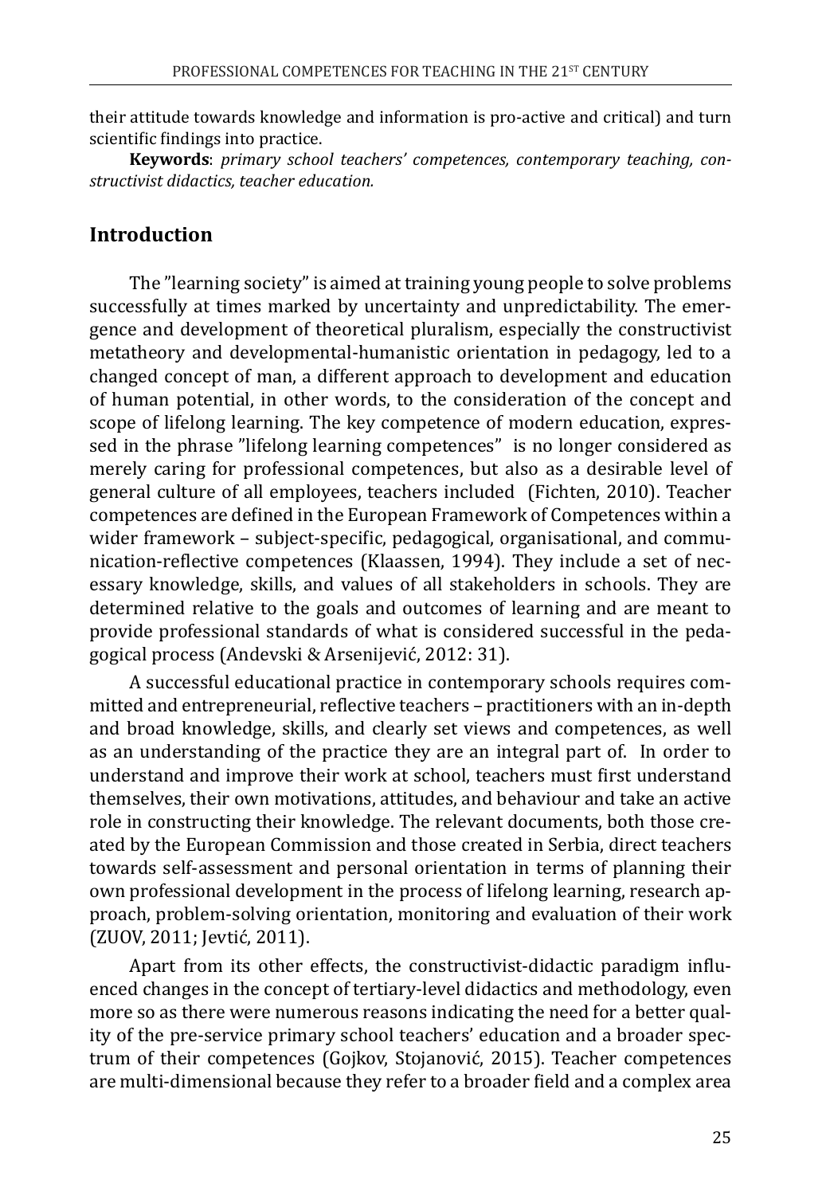their attitude towards knowledge and information is pro-active and critical) and turn scientific findings into practice.

**Keywords**: *primary school teachers' competences, contemporary teaching, constructivist didactics, teacher education.*

## Introduction

The ”learning society” is aimed at training young people to solve problems successfully at times marked by uncertainty and unpredictability. The emergence and development of theoretical pluralism, especially the constructivist metatheory and developmental-humanistic orientation in pedagogy, led to a changed concept of man, a different approach to development and education of human potential, in other words, to the consideration of the concept and scope of lifelong learning. The key competence of modern education, expressed in the phrase ”lifelong learning competences” is no longer considered as merely caring for professional competences, but also as a desirable level of general culture of all employees, teachers included (Fichten, 2010). Teacher competences are defined in the European Framework of Competences within a wider framework – subject-specific, pedagogical, organisational, and communication-reflective competences (Klaassen, 1994). They include a set of necessary knowledge, skills, and values of all stakeholders in schools. They are determined relative to the goals and outcomes of learning and are meant to provide professional standards of what is considered successful in the pedagogical process (Anđevski & Arsenijević, 2012: 31).

A successful educational practice in contemporary schools requires committed and entrepreneurial, reflective teachers – practitioners with an in-depth and broad knowledge, skills, and clearly set views and competences, as well as an understanding of the practice they are an integral part of. In order to understand and improve their work at school, teachers must first understand themselves, their own motivations, attitudes, and behaviour and take an active role in constructing their knowledge. The relevant documents, both those created by the European Commission and those created in Serbia, direct teachers towards self-assessment and personal orientation in terms of planning their own professional development in the process of lifelong learning, research approach, problem-solving orientation, monitoring and evaluation of their work (ZUOV, 2011; Jevtić, 2011).

Apart from its other effects, the constructivist-didactic paradigm influenced changes in the concept of tertiary-level didactics and methodology, even more so as there were numerous reasons indicating the need for a better quality of the pre-service primary school teachers' education and a broader spectrum of their competences (Gojkov, Stojanović, 2015). Teacher competences are multi-dimensional because they refer to a broader field and a complex area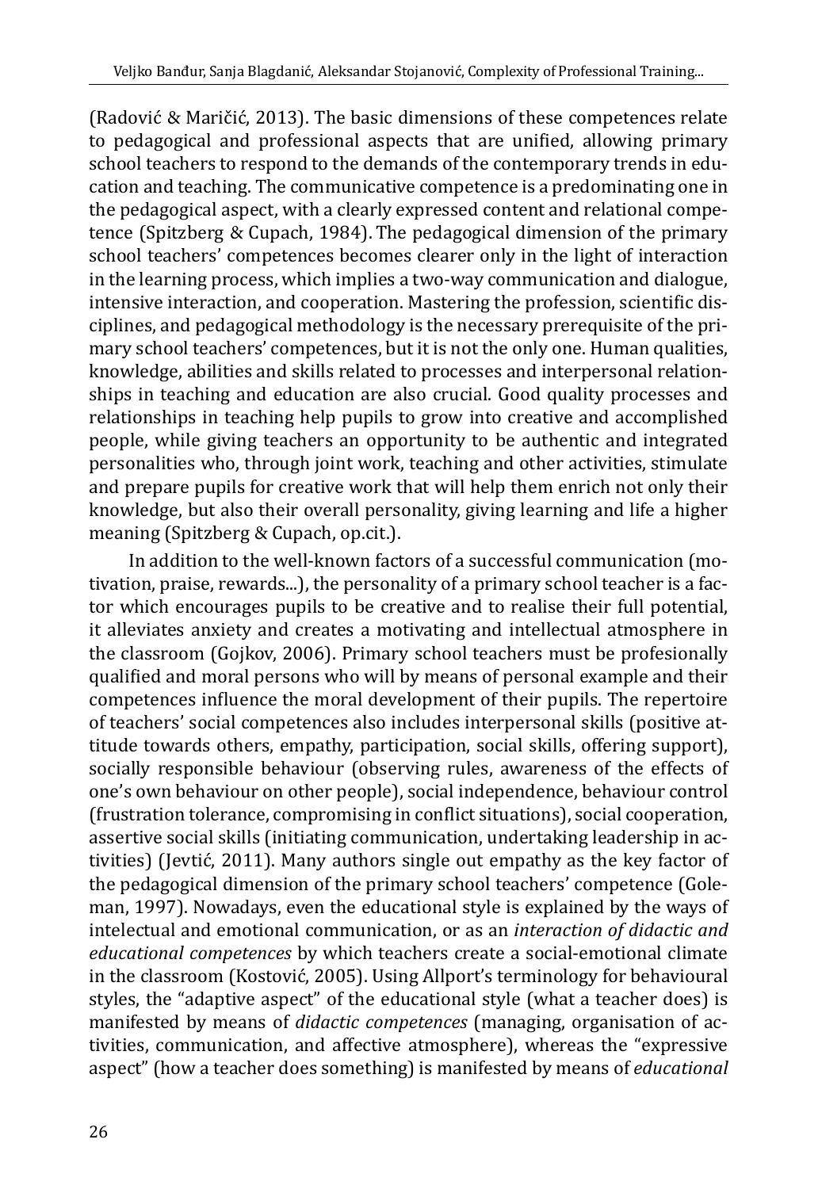(Radović & Maričić, 2013). The basic dimensions of these competences relate to pedagogical and professional aspects that are unified, allowing primary school teachers to respond to the demands of the contemporary trends in education and teaching. The communicative competence is a predominating one in the pedagogical aspect, with a clearly expressed content and relational competence (Spitzberg & Cupach, 1984). The pedagogical dimension of the primary school teachers' competences becomes clearer only in the light of interaction in the learning process, which implies a two-way communication and dialogue, intensive interaction, and cooperation. Mastering the profession, scientific disciplines, and pedagogical methodology is the necessary prerequisite of the primary school teachers' competences, but it is not the only one. Human qualities, knowledge, abilities and skills related to processes and interpersonal relationships in teaching and education are also crucial. Good quality processes and relationships in teaching help pupils to grow into creative and accomplished people, while giving teachers an opportunity to be authentic and integrated personalities who, through joint work, teaching and other activities, stimulate and prepare pupils for creative work that will help them enrich not only their knowledge, but also their overall personality, giving learning and life a higher meaning (Spitzberg & Cupach, op.cit.).

In addition to the well-known factors of a successful communication (motivation, praise, rewards...), the personality of a primary school teacher is a factor which encourages pupils to be creative and to realise their full potential, it alleviates anxiety and creates a motivating and intellectual atmosphere in the classroom (Gojkov, 2006). Primary school teachers must be profesionally qualified and moral persons who will by means of personal example and their competences influence the moral development of their pupils. The repertoire of teachers' social competences also includes interpersonal skills (positive attitude towards others, empathy, participation, social skills, offering support), socially responsible behaviour (observing rules, awareness of the effects of one's own behaviour on other people), social independence, behaviour control (frustration tolerance, compromising in conflict situations), social cooperation, assertive social skills (initiating communication, undertaking leadership in activities) (Jevtić, 2011). Many authors single out empathy as the key factor of the pedagogical dimension of the primary school teachers' competence (Goleman, 1997). Nowadays, even the educational style is explained by the ways of intelectual and emotional communication, or as an *interaction of didactic and educational competences* by which teachers create a social-emotional climate in the classroom (Kostović, 2005). Using Allport's terminology for behavioural styles, the "adaptive aspect" of the educational style (what a teacher does) is manifested by means of *didactic competences* (managing, organisation of activities, communication, and affective atmosphere), whereas the "expressive aspect" (how a teacher does something) is manifested by means of *educational*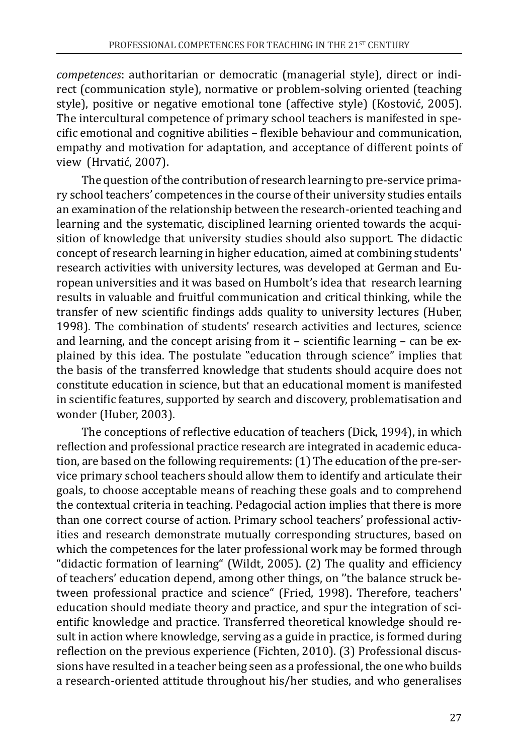*competences*: authoritarian or democratic (managerial style), direct or indirect (communication style), normative or problem-solving oriented (teaching style), positive or negative emotional tone (affective style) (Kostović, 2005). The intercultural competence of primary school teachers is manifested in specific emotional and cognitive abilities – flexible behaviour and communication, empathy and motivation for adaptation, and acceptance of different points of view (Hrvatić, 2007).

The question of the contribution of research learning to pre-service primary school teachers' competences in the course of their university studies entails an examination of the relationship between the research-oriented teaching and learning and the systematic, disciplined learning oriented towards the acquisition of knowledge that university studies should also support. The didactic concept of research learning in higher education, aimed at combining students' research activities with university lectures, was developed at German and European universities and it was based on Humbolt's idea that research learning results in valuable and fruitful communication and critical thinking, while the transfer of new scientific findings adds quality to university lectures (Huber, 1998). The combination of students' research activities and lectures, science and learning, and the concept arising from it – scientific learning – can be explained by this idea. The postulate "education through science" implies that the basis of the transferred knowledge that students should acquire does not constitute education in science, but that an educational moment is manifested in scientific features, supported by search and discovery, problematisation and wonder (Huber, 2003).

The conceptions of reflective education of teachers (Dick, 1994), in which reflection and professional practice research are integrated in academic education, are based on the following requirements: (1) The education of the pre-service primary school teachers should allow them to identify and articulate their goals, to choose acceptable means of reaching these goals and to comprehend the contextual criteria in teaching. Pedagocial action implies that there is more than one correct course of action. Primary school teachers' professional activities and research demonstrate mutually corresponding structures, based on which the competences for the later professional work may be formed through "didactic formation of learning" (Wildt, 2005). (2) The quality and efficiency of teachers' education depend, among other things, on "the balance struck between professional practice and science" (Fried, 1998). Therefore, teachers' education should mediate theory and practice, and spur the integration of scientific knowledge and practice. Transferred theoretical knowledge should result in action where knowledge, serving as a guide in practice, is formed during reflection on the previous experience (Fichten, 2010). (3) Professional discussions have resulted in a teacher being seen as a professional, the one who builds a research-oriented attitude throughout his/her studies, and who generalises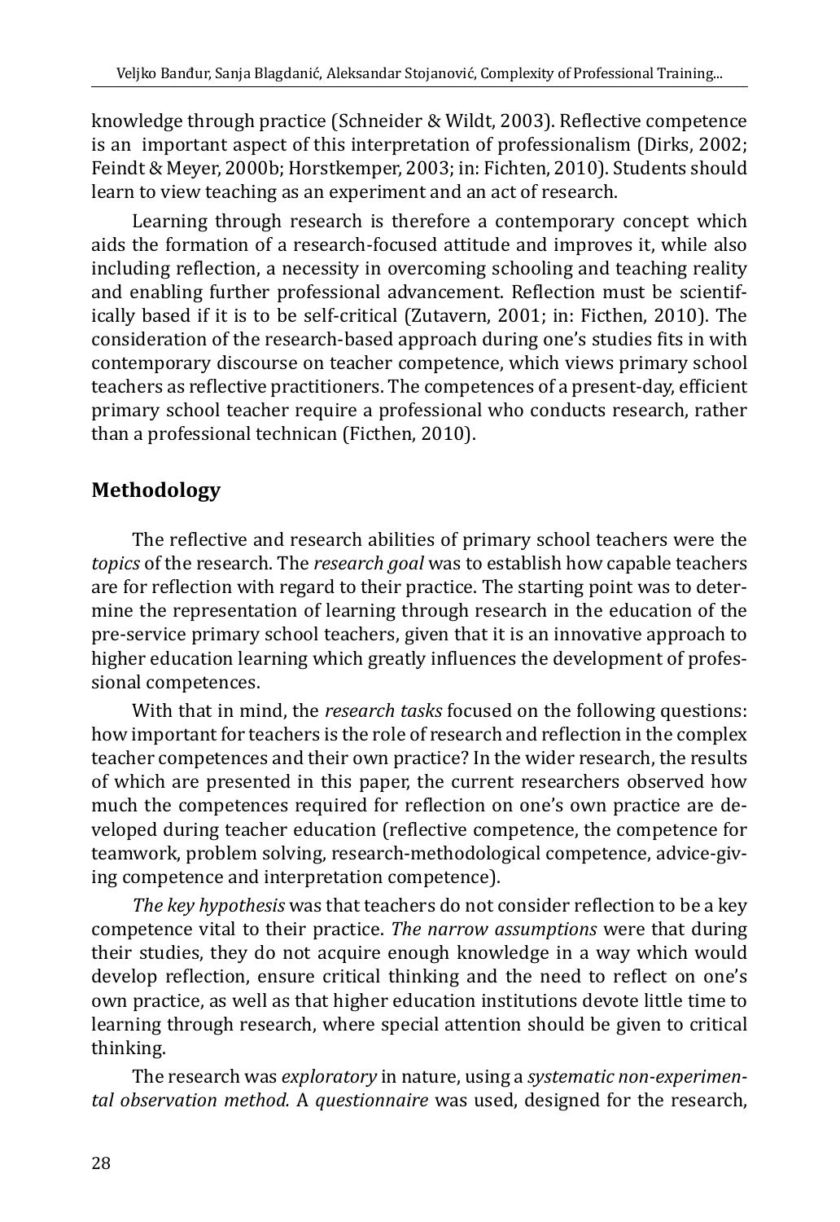knowledge through practice (Schneider & Wildt, 2003). Reflective competence is an important aspect of this interpretation of professionalism (Dirks, 2002; Feindt & Meyer, 2000b; Horstkemper, 2003; in: Fichten, 2010). Students should learn to view teaching as an experiment and an act of research.

Learning through research is therefore a contemporary concept which aids the formation of a research-focused attitude and improves it, while also including reflection, a necessity in overcoming schooling and teaching reality and enabling further professional advancement. Reflection must be scientifically based if it is to be self-critical (Zutavern, 2001; in: Ficthen, 2010). The consideration of the research-based approach during one's studies fits in with contemporary discourse on teacher competence, which views primary school teachers as reflective practitioners. The competences of a present-day, efficient primary school teacher require a professional who conducts research, rather than a professional technican (Ficthen, 2010).

## Methodology

The reflective and research abilities of primary school teachers were the *topics* of the research. The *research goal* was to establish how capable teachers are for reflection with regard to their practice. The starting point was to determine the representation of learning through research in the education of the pre-service primary school teachers, given that it is an innovative approach to higher education learning which greatly influences the development of professional competences.

With that in mind, the *research tasks* focused on the following questions: how important for teachers is the role of research and reflection in the complex teacher competences and their own practice? In the wider research, the results of which are presented in this paper, the current researchers observed how much the competences required for reflection on one's own practice are developed during teacher education (reflective competence, the competence for teamwork, problem solving, research-methodological competence, advice-giving competence and interpretation competence).

*The key hypothesis* was that teachers do not consider reflection to be a key competence vital to their practice. *The narrow assumptions* were that during their studies, they do not acquire enough knowledge in a way which would develop reflection, ensure critical thinking and the need to reflect on one's own practice, as well as that higher education institutions devote little time to learning through research, where special attention should be given to critical thinking.

The research was *exploratory* in nature, using a *systematic non-experimental observation method.* A *questionnaire* was used, designed for the research,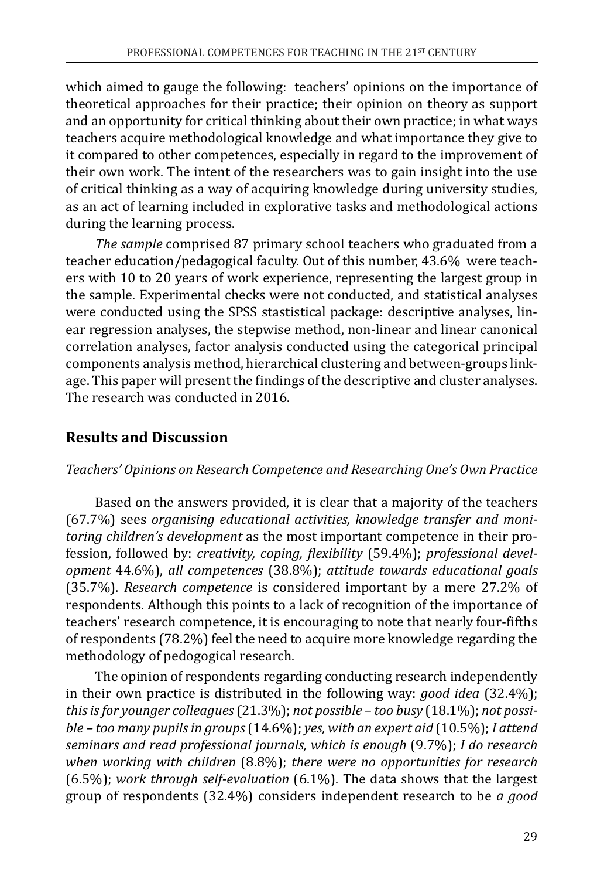which aimed to gauge the following: teachers' opinions on the importance of theoretical approaches for their practice; their opinion on theory as support and an opportunity for critical thinking about their own practice; in what ways teachers acquire methodological knowledge and what importance they give to it compared to other competences, especially in regard to the improvement of their own work. The intent of the researchers was to gain insight into the use of critical thinking as a way of acquiring knowledge during university studies, as an act of learning included in explorative tasks and methodological actions during the learning process.

*The sample* comprised 87 primary school teachers who graduated from a teacher education/pedagogical faculty. Out of this number, 43.6% were teachers with 10 to 20 years of work experience, representing the largest group in the sample. Experimental checks were not conducted, and statistical analyses were conducted using the SPSS stastistical package: descriptive analyses, linear regression analyses, the stepwise method, non-linear and linear canonical correlation analyses, factor analysis conducted using the categorical principal components analysis method, hierarchical clustering and between-groups linkage. This paper will present the findings of the descriptive and cluster analyses. The research was conducted in 2016.

## Results and Discussion

*Teachers' Opinions on Research Competence and Researching One's Own Practice*

Based on the answers provided, it is clear that a majority of the teachers (67.7%) sees *organising educational activities, knowledge transfer and monitoring children's development* as the most important competence in their profession, followed by: *creativity, coping, flexibility* (59.4%); *professional development* 44.6%), *all competences* (38.8%); *attitude towards educational goals* (35.7%). *Research competence* is considered important by a mere 27.2% of respondents. Although this points to a lack of recognition of the importance of teachers' research competence, it is encouraging to note that nearly four-fifths of respondents (78.2%) feel the need to acquire more knowledge regarding the methodology of pedogogical research.

The opinion of respondents regarding conducting research independently in their own practice is distributed in the following way: *good idea* (32.4%); *this is for younger colleagues* (21.3%); *not possible – too busy* (18.1%); *not possible – too many pupils in groups* (14.6%); *yes, with an expert aid* (10.5%); *I attend seminars and read professional journals, which is enough* (9.7%); *I do research when working with children* (8.8%); *there were no opportunities for research* (6.5%); *work through self-evaluation* (6.1%). The data shows that the largest group of respondents (32.4%) considers independent research to be *a good*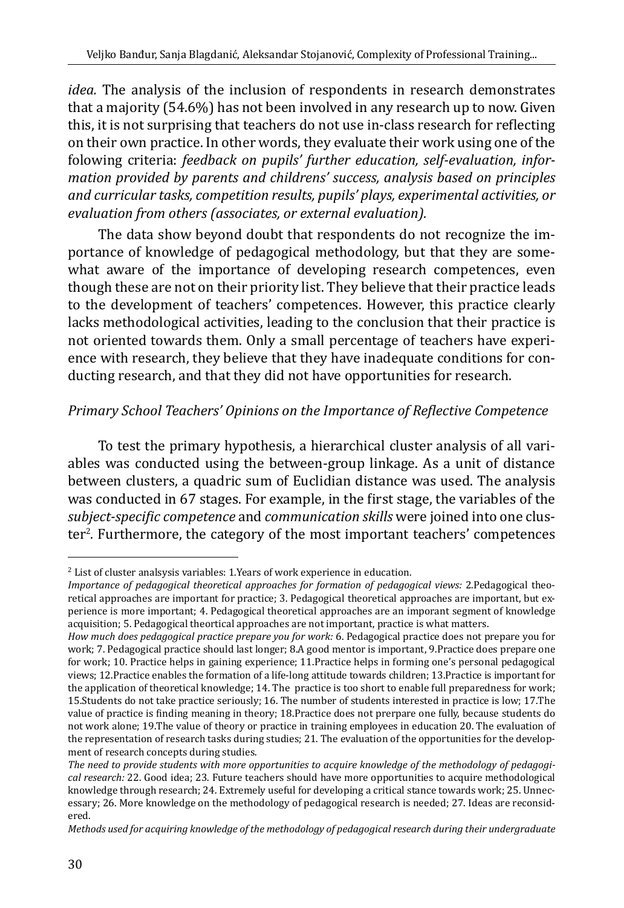*idea.* The analysis of the inclusion of respondents in research demonstrates that a majority (54.6%) has not been involved in any research up to now. Given this, it is not surprising that teachers do not use in-class research for reflecting on their own practice. In other words, they evaluate their work using one of the folowing criteria: *feedback on pupils' further education, self-evaluation, information provided by parents and childrens' success, analysis based on principles and curricular tasks, competition results, pupils' plays, experimental activities, or evaluation from others (associates, or external evaluation).*

The data show beyond doubt that respondents do not recognize the importance of knowledge of pedagogical methodology, but that they are somewhat aware of the importance of developing research competences, even though these are not on their priority list. They believe that their practice leads to the development of teachers' competences. However, this practice clearly lacks methodological activities, leading to the conclusion that their practice is not oriented towards them. Only a small percentage of teachers have experience with research, they believe that they have inadequate conditions for conducting research, and that they did not have opportunities for research.

### *Primary School Teachers' Opinions on the Importance of Reflective Competence*

To test the primary hypothesis, a hierarchical cluster analysis of all variables was conducted using the between-group linkage. As a unit of distance between clusters, a quadric sum of Euclidian distance was used. The analysis was conducted in 67 stages. For example, in the first stage, the variables of the *subject-specific competence* and *communication skills* were joined into one cluster[2]. Furthermore, the category of the most important teachers' competences

---

[2] List of cluster analsysis variables: 1.Years of work experience in education.

*Importance of pedagogical theoretical approaches for formation of pedagogical views:* 2.Pedagogical theoretical approaches are important for practice; 3. Pedagogical theoretical approaches are important, but experience is more important; 4. Pedagogical theoretical approaches are an imporant segment of knowledge acquisition; 5. Pedagogical theortical approaches are not important, practice is what matters.

*How much does pedagogical practice prepare you for work:* 6. Pedagogical practice does not prepare you for work; 7. Pedagogical practice should last longer; 8.A good mentor is important, 9.Practice does prepare one for work; 10. Practice helps in gaining experience; 11.Practice helps in forming one's personal pedagogical views; 12.Practice enables the formation of a life-long attitude towards children; 13.Practice is important for the application of theoretical knowledge; 14. The practice is too short to enable full preparedness for work; 15.Students do not take practice seriously; 16. The number of students interested in practice is low; 17.The value of practice is finding meaning in theory; 18.Practice does not prerpare one fully, because students do not work alone; 19.The value of theory or practice in training employees in education 20. The evaluation of the representation of research tasks during studies; 21. The evaluation of the opportunities for the development of research concepts during studies.

*The need to provide students with more opportunities to acquire knowledge of the methodology of pedagogical research:* 22. Good idea; 23. Future teachers should have more opportunities to acquire methodological knowledge through research; 24. Extremely useful for developing a critical stance towards work; 25. Unnecessary; 26. More knowledge on the methodology of pedagogical research is needed; 27. Ideas are reconsidered.

*Methods used for acquiring knowledge of the methodology of pedagogical research during their undergraduate*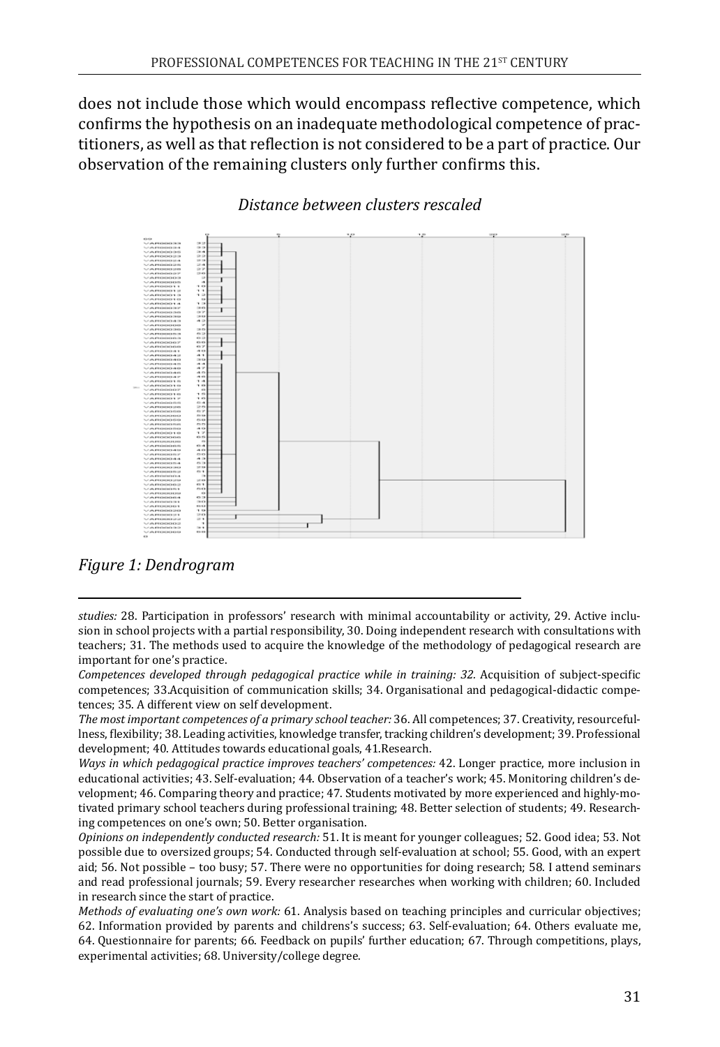does not include those which would encompass reflective competence, which confirms the hypothesis on an inadequate methodological competence of practitioners, as well as that reflection is not considered to be a part of practice. Our observation of the remaining clusters only further confirms this.

*Distance between clusters rescaled*

*Figure 1: Dendrogram*

---

*studies:* 28. Participation in professors' research with minimal accountability or activity, 29. Active inclusion in school projects with a partial responsibility, 30. Doing independent research with consultations with teachers; 31. The methods used to acquire the knowledge of the methodology of pedagogical research are important for one's practice.

*Competences developed through pedagogical practice while in training: 32.* Acquisition of subject-specific competences; 33.Acquisition of communication skills; 34. Organisational and pedagogical-didactic competences; 35. A different view on self development.

*The most important competences of a primary school teacher:* 36. All competences; 37. Creativity, resourcefullness, flexibility; 38. Leading activities, knowledge transfer, tracking children's development; 39. Professional development; 40. Attitudes towards educational goals, 41.Research.

*Ways in which pedagogical practice improves teachers' competences:* 42. Longer practice, more inclusion in educational activities; 43. Self-evaluation; 44. Observation of a teacher's work; 45. Monitoring children's development; 46. Comparing theory and practice; 47. Students motivated by more experienced and highly-motivated primary school teachers during professional training; 48. Better selection of students; 49. Researching competences on one's own; 50. Better organisation.

*Opinions on independently conducted research:* 51. It is meant for younger colleagues; 52. Good idea; 53. Not possible due to oversized groups; 54. Conducted through self-evaluation at school; 55. Good, with an expert aid; 56. Not possible – too busy; 57. There were no opportunities for doing research; 58. I attend seminars and read professional journals; 59. Every researcher researches when working with children; 60. Included in research since the start of practice.

*Methods of evaluating one's own work:* 61. Analysis based on teaching principles and curricular objectives; 62. Information provided by parents and childrens's success; 63. Self-evaluation; 64. Others evaluate me, 64. Questionnaire for parents; 66. Feedback on pupils' further education; 67. Through competitions, plays, experimental activities; 68. University/college degree.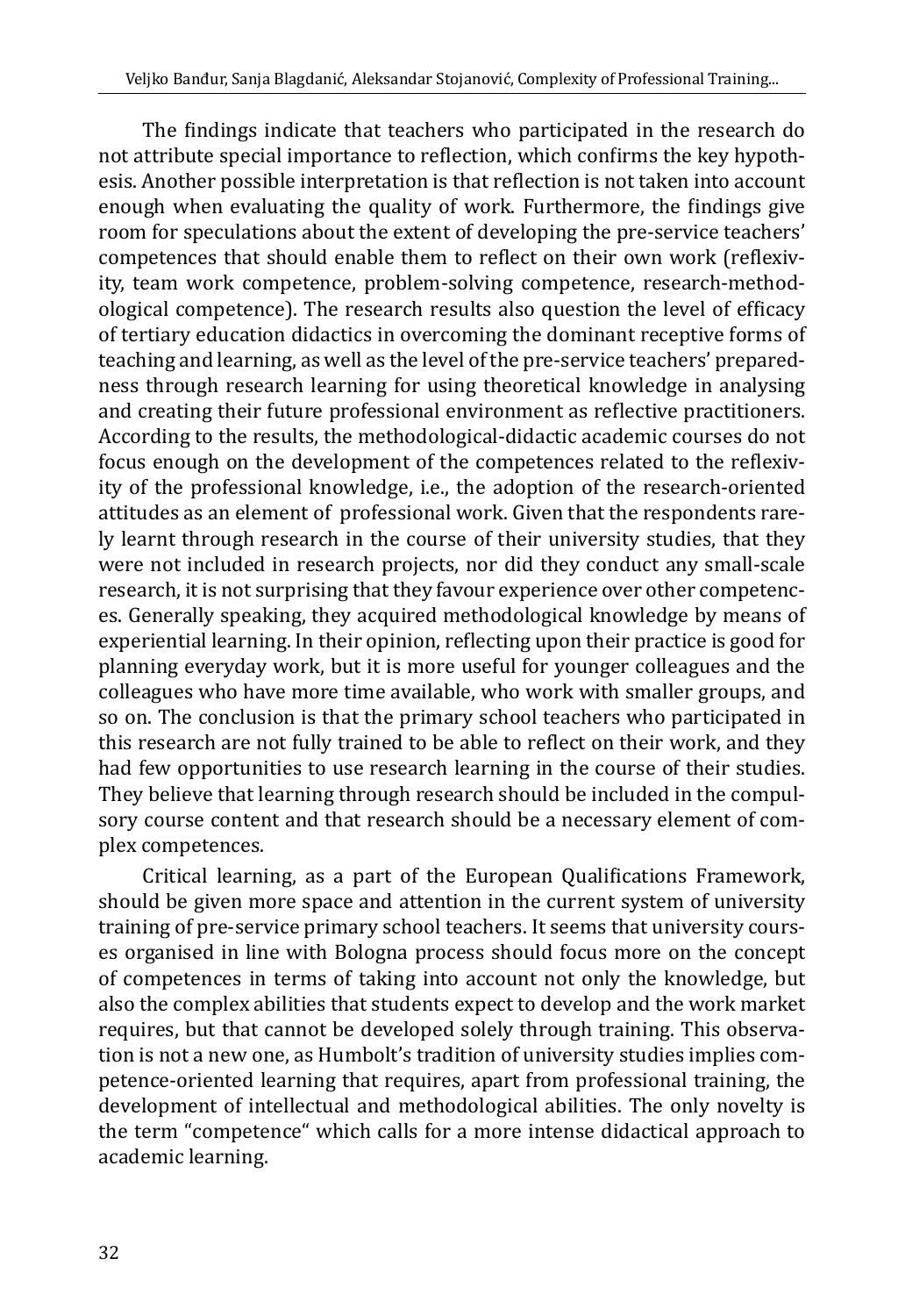The findings indicate that teachers who participated in the research do not attribute special importance to reflection, which confirms the key hypothesis. Another possible interpretation is that reflection is not taken into account enough when evaluating the quality of work. Furthermore, the findings give room for speculations about the extent of developing the pre-service teachers' competences that should enable them to reflect on their own work (reflexivity, team work competence, problem-solving competence, research-methodological competence). The research results also question the level of efficacy of tertiary education didactics in overcoming the dominant receptive forms of teaching and learning, as well as the level of the pre-service teachers' preparedness through research learning for using theoretical knowledge in analysing and creating their future professional environment as reflective practitioners. According to the results, the methodological-didactic academic courses do not focus enough on the development of the competences related to the reflexivity of the professional knowledge, i.e., the adoption of the research-oriented attitudes as an element of professional work. Given that the respondents rarely learnt through research in the course of their university studies, that they were not included in research projects, nor did they conduct any small-scale research, it is not surprising that they favour experience over other competences. Generally speaking, they acquired methodological knowledge by means of experiential learning. In their opinion, reflecting upon their practice is good for planning everyday work, but it is more useful for younger colleagues and the colleagues who have more time available, who work with smaller groups, and so on. The conclusion is that the primary school teachers who participated in this research are not fully trained to be able to reflect on their work, and they had few opportunities to use research learning in the course of their studies. They believe that learning through research should be included in the compulsory course content and that research should be a necessary element of complex competences.

Critical learning, as a part of the European Qualifications Framework, should be given more space and attention in the current system of university training of pre-service primary school teachers. It seems that university courses organised in line with Bologna process should focus more on the concept of competences in terms of taking into account not only the knowledge, but also the complex abilities that students expect to develop and the work market requires, but that cannot be developed solely through training. This observation is not a new one, as Humbolt's tradition of university studies implies competence-oriented learning that requires, apart from professional training, the development of intellectual and methodological abilities. The only novelty is the term "competence" which calls for a more intense didactical approach to academic learning.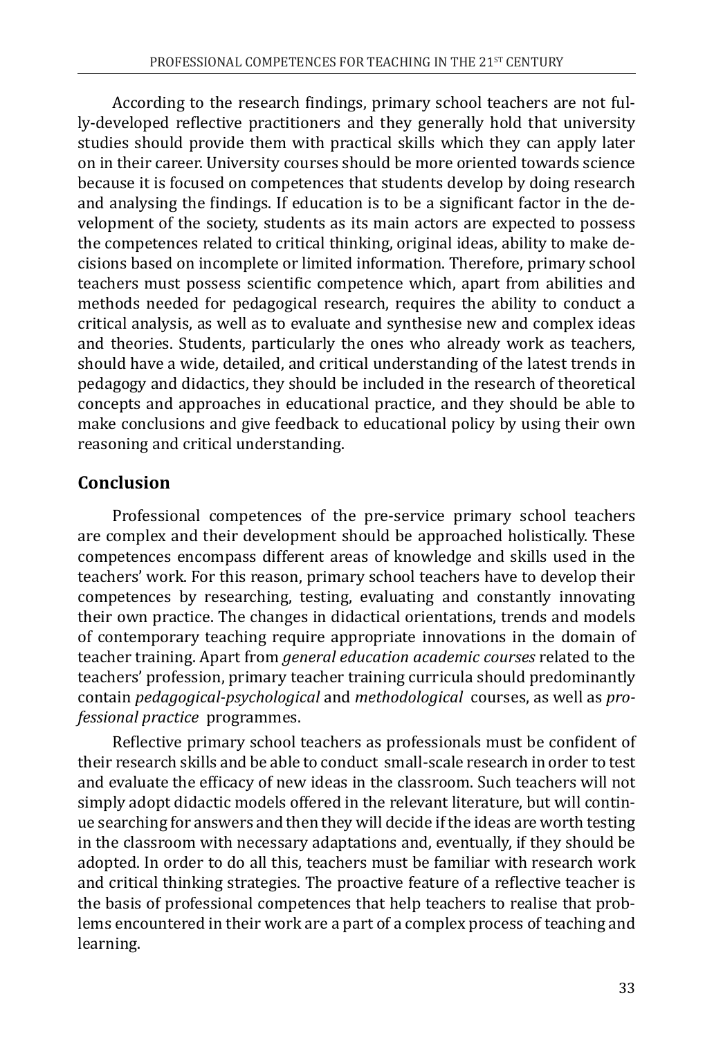According to the research findings, primary school teachers are not fully-developed reflective practitioners and they generally hold that university studies should provide them with practical skills which they can apply later on in their career. University courses should be more oriented towards science because it is focused on competences that students develop by doing research and analysing the findings. If education is to be a significant factor in the development of the society, students as its main actors are expected to possess the competences related to critical thinking, original ideas, ability to make decisions based on incomplete or limited information. Therefore, primary school teachers must possess scientific competence which, apart from abilities and methods needed for pedagogical research, requires the ability to conduct a critical analysis, as well as to evaluate and synthesise new and complex ideas and theories. Students, particularly the ones who already work as teachers, should have a wide, detailed, and critical understanding of the latest trends in pedagogy and didactics, they should be included in the research of theoretical concepts and approaches in educational practice, and they should be able to make conclusions and give feedback to educational policy by using their own reasoning and critical understanding.

## Conclusion

Professional competences of the pre-service primary school teachers are complex and their development should be approached holistically. These competences encompass different areas of knowledge and skills used in the teachers' work. For this reason, primary school teachers have to develop their competences by researching, testing, evaluating and constantly innovating their own practice. The changes in didactical orientations, trends and models of contemporary teaching require appropriate innovations in the domain of teacher training. Apart from *general education academic courses* related to the teachers' profession, primary teacher training curricula should predominantly contain *pedagogical-psychological* and *methodological* courses, as well as *professional practice* programmes.

Reflective primary school teachers as professionals must be confident of their research skills and be able to conduct small-scale research in order to test and evaluate the efficacy of new ideas in the classroom. Such teachers will not simply adopt didactic models offered in the relevant literature, but will continue searching for answers and then they will decide if the ideas are worth testing in the classroom with necessary adaptations and, eventually, if they should be adopted. In order to do all this, teachers must be familiar with research work and critical thinking strategies. The proactive feature of a reflective teacher is the basis of professional competences that help teachers to realise that problems encountered in their work are a part of a complex process of teaching and learning.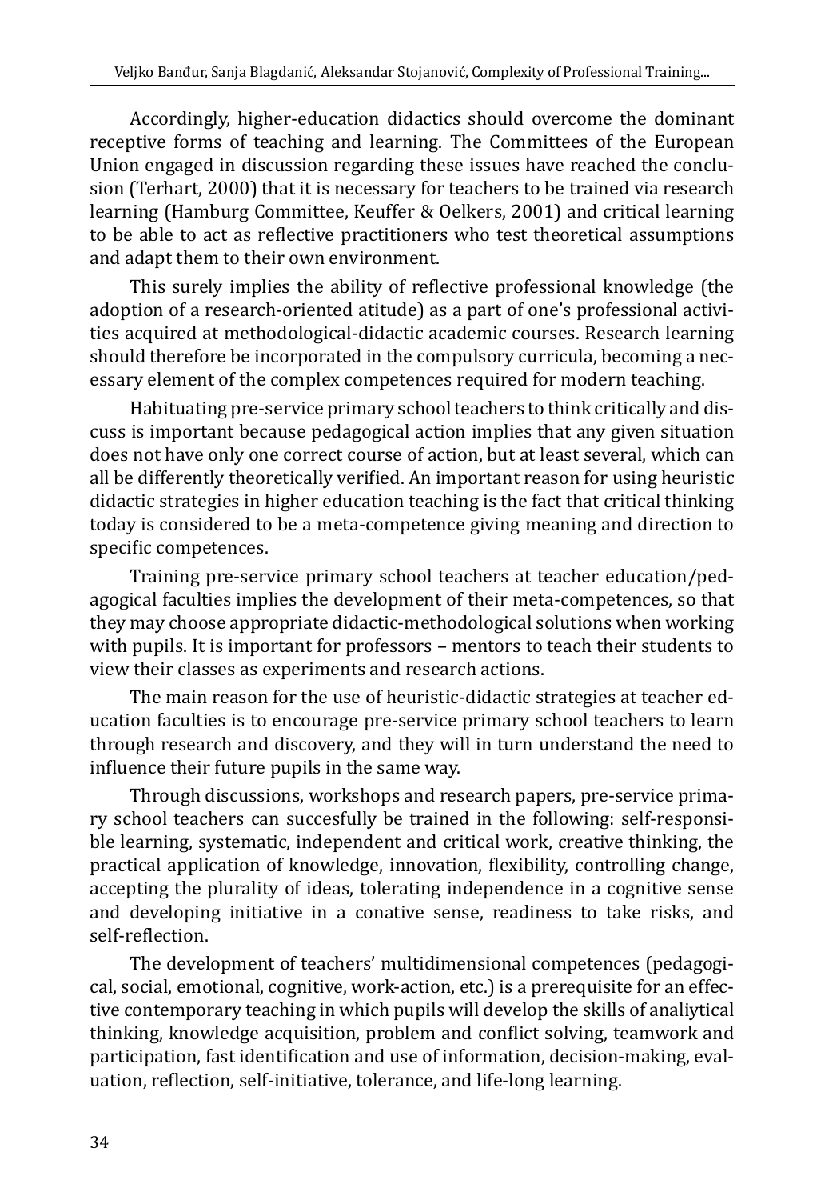Accordingly, higher-education didactics should overcome the dominant receptive forms of teaching and learning. The Committees of the European Union engaged in discussion regarding these issues have reached the conclusion (Terhart, 2000) that it is necessary for teachers to be trained via research learning (Hamburg Committee, Keuffer & Oelkers, 2001) and critical learning to be able to act as reflective practitioners who test theoretical assumptions and adapt them to their own environment.

This surely implies the ability of reflective professional knowledge (the adoption of a research-oriented atitude) as a part of one's professional activities acquired at methodological-didactic academic courses. Research learning should therefore be incorporated in the compulsory curricula, becoming a necessary element of the complex competences required for modern teaching.

Habituating pre-service primary school teachers to think critically and discuss is important because pedagogical action implies that any given situation does not have only one correct course of action, but at least several, which can all be differently theoretically verified. An important reason for using heuristic didactic strategies in higher education teaching is the fact that critical thinking today is considered to be a meta-competence giving meaning and direction to specific competences.

Training pre-service primary school teachers at teacher education/pedagogical faculties implies the development of their meta-competences, so that they may choose appropriate didactic-methodological solutions when working with pupils. It is important for professors – mentors to teach their students to view their classes as experiments and research actions.

The main reason for the use of heuristic-didactic strategies at teacher education faculties is to encourage pre-service primary school teachers to learn through research and discovery, and they will in turn understand the need to influence their future pupils in the same way.

Through discussions, workshops and research papers, pre-service primary school teachers can succesfully be trained in the following: self-responsible learning, systematic, independent and critical work, creative thinking, the practical application of knowledge, innovation, flexibility, controlling change, accepting the plurality of ideas, tolerating independence in a cognitive sense and developing initiative in a conative sense, readiness to take risks, and self-reflection.

The development of teachers' multidimensional competences (pedagogical, social, emotional, cognitive, work-action, etc.) is a prerequisite for an effective contemporary teaching in which pupils will develop the skills of analiytical thinking, knowledge acquisition, problem and conflict solving, teamwork and participation, fast identification and use of information, decision-making, evaluation, reflection, self-initiative, tolerance, and life-long learning.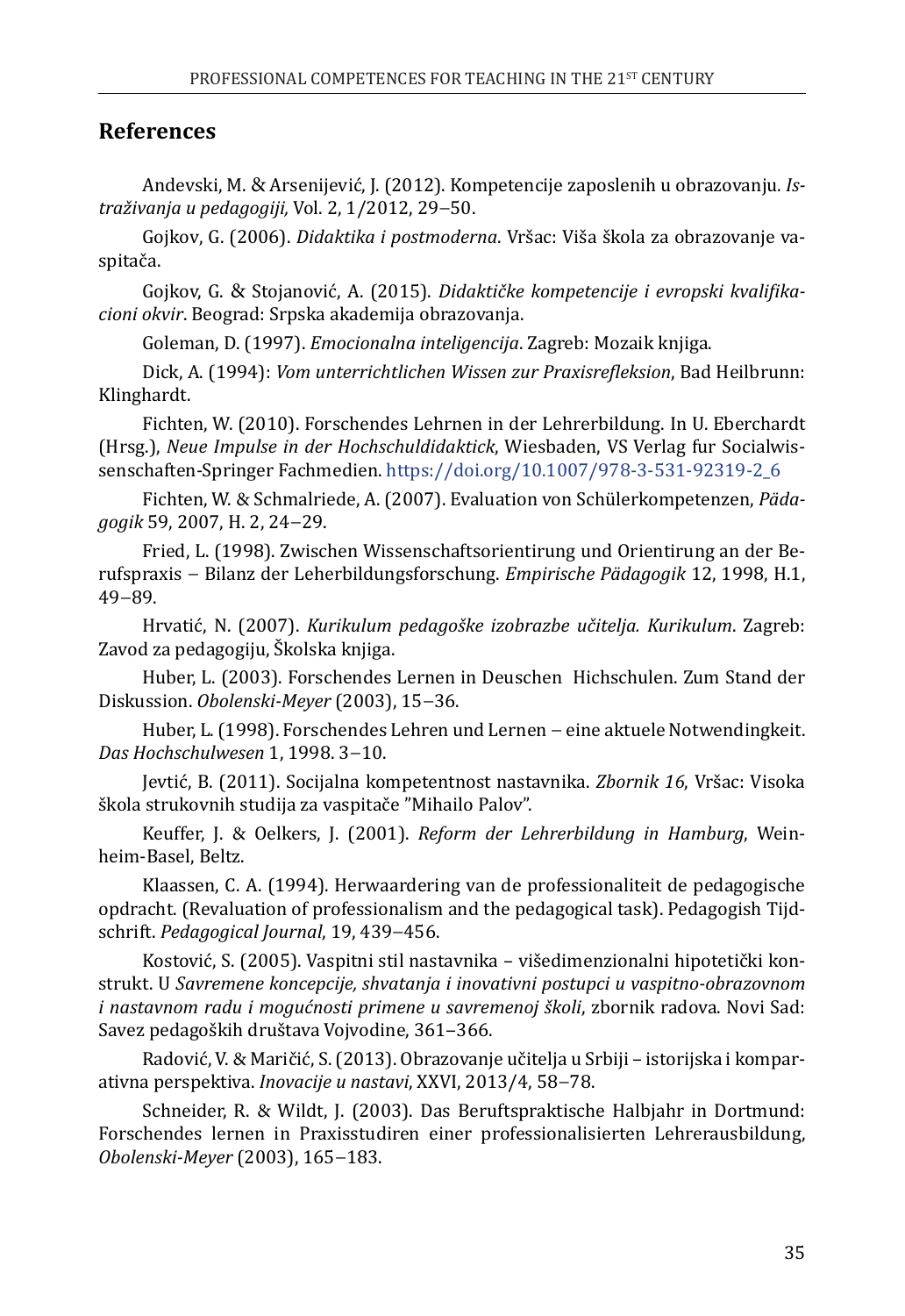## References

Andevski, M. & Arsenijević, J. (2012). Kompetencije zaposlenih u obrazovanju. *Istraživanja u pedagogiji,* Vol. 2, 1/2012, 29–50.

Gojkov, G. (2006). *Didaktika i postmoderna*. Vršac: Viša škola za obrazovanje vaspitača.

Gojkov, G. & Stojanović, A. (2015). *Didaktičke kompetencije i evropski kvalifikacioni okvir*. Beograd: Srpska akademija obrazovanja.

Goleman, D. (1997). *Emocionalna inteligencija*. Zagreb: Mozaik knjiga.

Dick, A. (1994): *Vom unterrichtlichen Wissen zur Praxisrefleksion*, Bad Heilbrunn: Klinghardt.

Fichten, W. (2010). Forschendes Lehrnen in der Lehrerbildung. In U. Eberchardt (Hrsg.), *Neue Impulse in der Hochschuldidaktick*, Wiesbaden, VS Verlag fur Socialwissenschaften-Springer Fachmedien. https://doi.org/10.1007/978-3-531-92319-2_6

Fichten, W. & Schmalriede, A. (2007). Evaluation von Schülerkompetenzen, *Pädagogik* 59, 2007, H. 2, 24–29.

Fried, L. (1998). Zwischen Wissenschaftsorientirung und Orientirung an der Berufspraxis – Bilanz der Leherbildungsforschung. *Empirische Pädagogik* 12, 1998, H.1, 49–89.

Hrvatić, N. (2007). *Kurikulum pedagoške izobrazbe učitelja. Kurikulum*. Zagreb: Zavod za pedagogiju, Školska knjiga.

Huber, L. (2003). Forschendes Lernen in Deuschen Hichschulen. Zum Stand der Diskussion. *Obolenski-Meyer* (2003), 15–36.

Huber, L. (1998). Forschendes Lehren und Lernen – eine aktuele Notwendingkeit. *Das Hochschulwesen* 1, 1998. 3–10.

Jevtić, B. (2011). Socijalna kompetentnost nastavnika. *Zbornik 16*, Vršac: Visoka škola strukovnih studija za vaspitače "Mihailo Palov".

Keuffer, J. & Oelkers, J. (2001). *Reform der Lehrerbildung in Hamburg*, Weinheim-Basel, Beltz.

Klaassen, C. A. (1994). Herwaardering van de professionaliteit de pedagogische opdracht. (Revaluation of professionalism and the pedagogical task). Pedagogish Tijdschrift. *Pedagogical Journal*, 19, 439–456.

Kostović, S. (2005). Vaspitni stil nastavnika – višedimenzionalni hipotetički konstrukt. U *Savremene koncepcije, shvatanja i inovativni postupci u vaspitno-obrazovnom i nastavnom radu i mogućnosti primene u savremenoj školi*, zbornik radova. Novi Sad: Savez pedagoških društava Vojvodine, 361–366.

Radović, V. & Maričić, S. (2013). Obrazovanje učitelja u Srbiji – istorijska i komparativna perspektiva. *Inovacije u nastavi*, XXVI, 2013/4, 58–78.

Schneider, R. & Wildt, J. (2003). Das Beruftspraktische Halbjahr in Dortmund: Forschendes lernen in Praxisstudiren einer professionalisierten Lehrerausbildung, *Obolenski-Meyer* (2003), 165–183.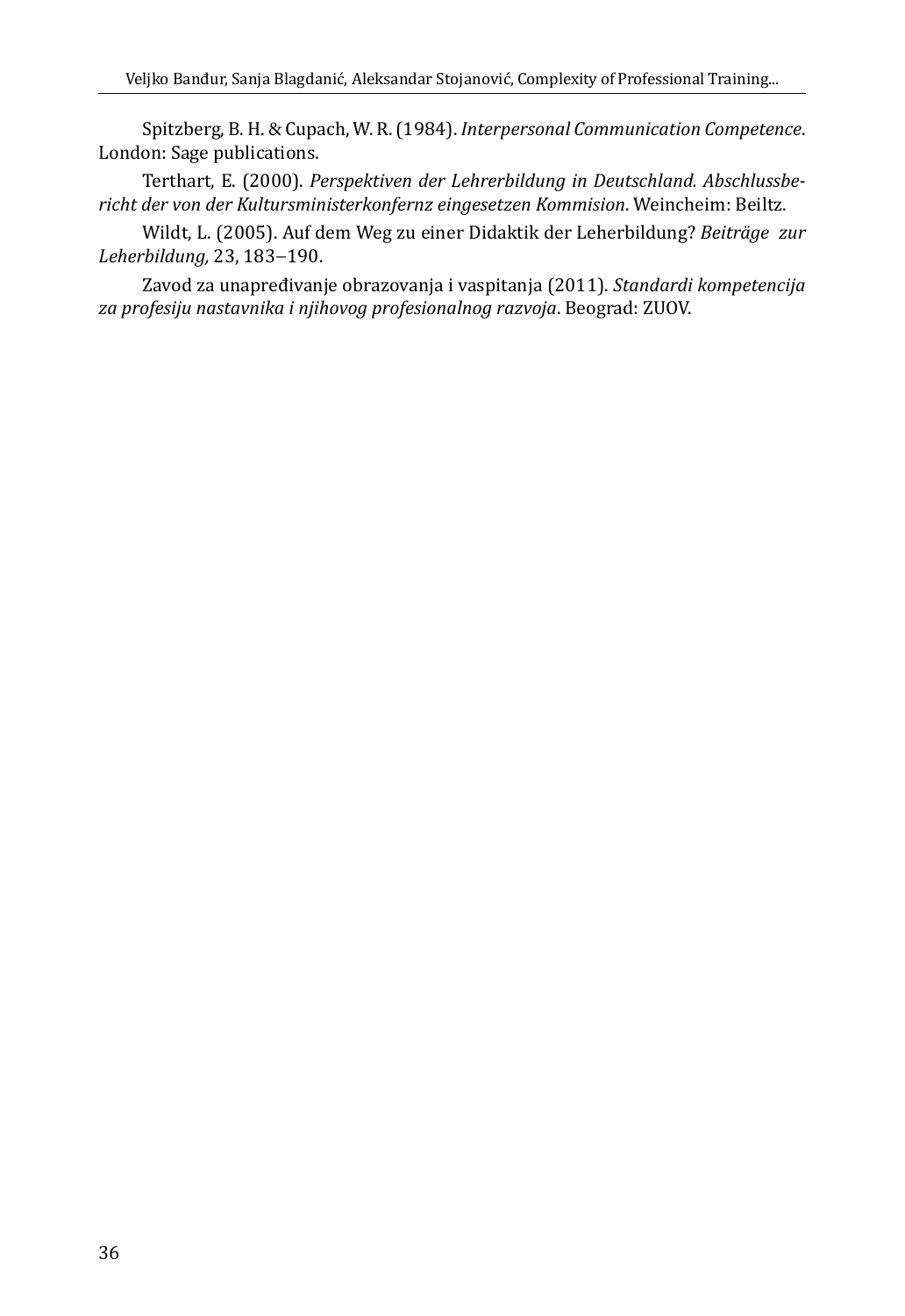Spitzberg, B. H. & Cupach, W. R. (1984). *Interpersonal Communication Competence*. London: Sage publications.

Terthart, E. (2000). *Perspektiven der Lehrerbildung in Deutschland. Abschlussbericht der von der Kultursministerkonfernz eingesetzen Kommision*. Weincheim: Beiltz.

Wildt, L. (2005). Auf dem Weg zu einer Didaktik der Leherbildung? *Beiträge zur Leherbildung,* 23, 183–190.

Zavod za unapređivanje obrazovanja i vaspitanja (2011). *Standardi kompetencija za profesiju nastavnika i njihovog profesionalnog razvoja*. Beograd: ZUOV.